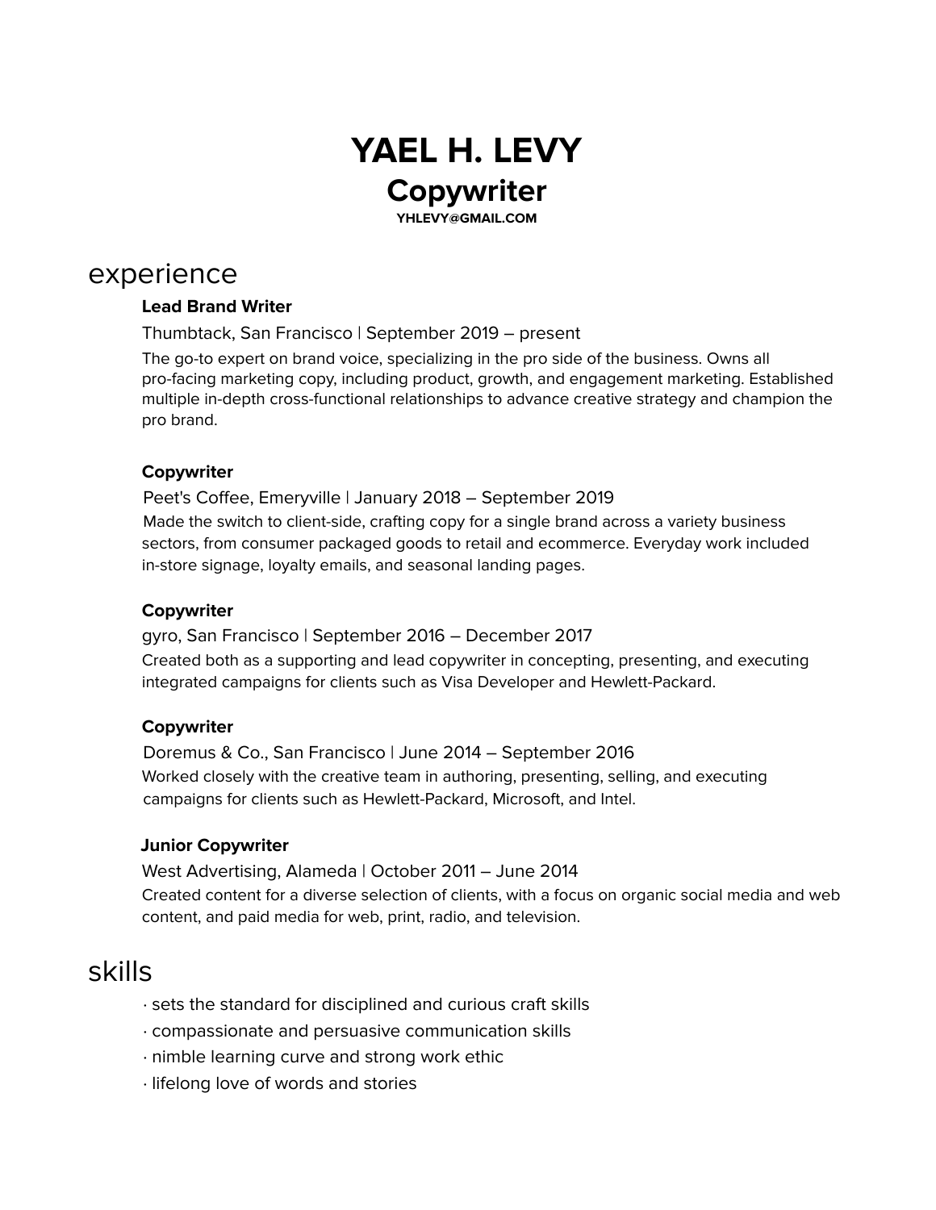# YAEL H. LEVY

## Copywriter

**YHLEVY@GMAIL.COM**

## experience

**Lead Brand Writer**

Thumbtack, San Francisco | September 2019 – present

The go-to expert on brand voice, specializing in the pro side of the business. Owns all pro-facing marketing copy, including product, growth, and engagement marketing. Established multiple in-depth cross-functional relationships to advance creative strategy and champion the pro brand.

**Copywriter**

Peet's Coffee, Emeryville | January 2018 – September 2019

Made the switch to client-side, crafting copy for a single brand across a variety business sectors, from consumer packaged goods to retail and ecommerce. Everyday work included in-store signage, loyalty emails, and seasonal landing pages.

**Copywriter**

gyro, San Francisco | September 2016 – December 2017

Created both as a supporting and lead copywriter in concepting, presenting, and executing integrated campaigns for clients such as Visa Developer and Hewlett-Packard.

**Copywriter**

Doremus & Co., San Francisco | June 2014 – September 2016

Worked closely with the creative team in authoring, presenting, selling, and executing campaigns for clients such as Hewlett-Packard, Microsoft, and Intel.

**Junior Copywriter**

West Advertising, Alameda | October 2011 – June 2014

Created content for a diverse selection of clients, with a focus on organic social media and web content, and paid media for web, print, radio, and television.

## skills

- sets the standard for disciplined and curious craft skills
- compassionate and persuasive communication skills
- nimble learning curve and strong work ethic
- lifelong love of words and stories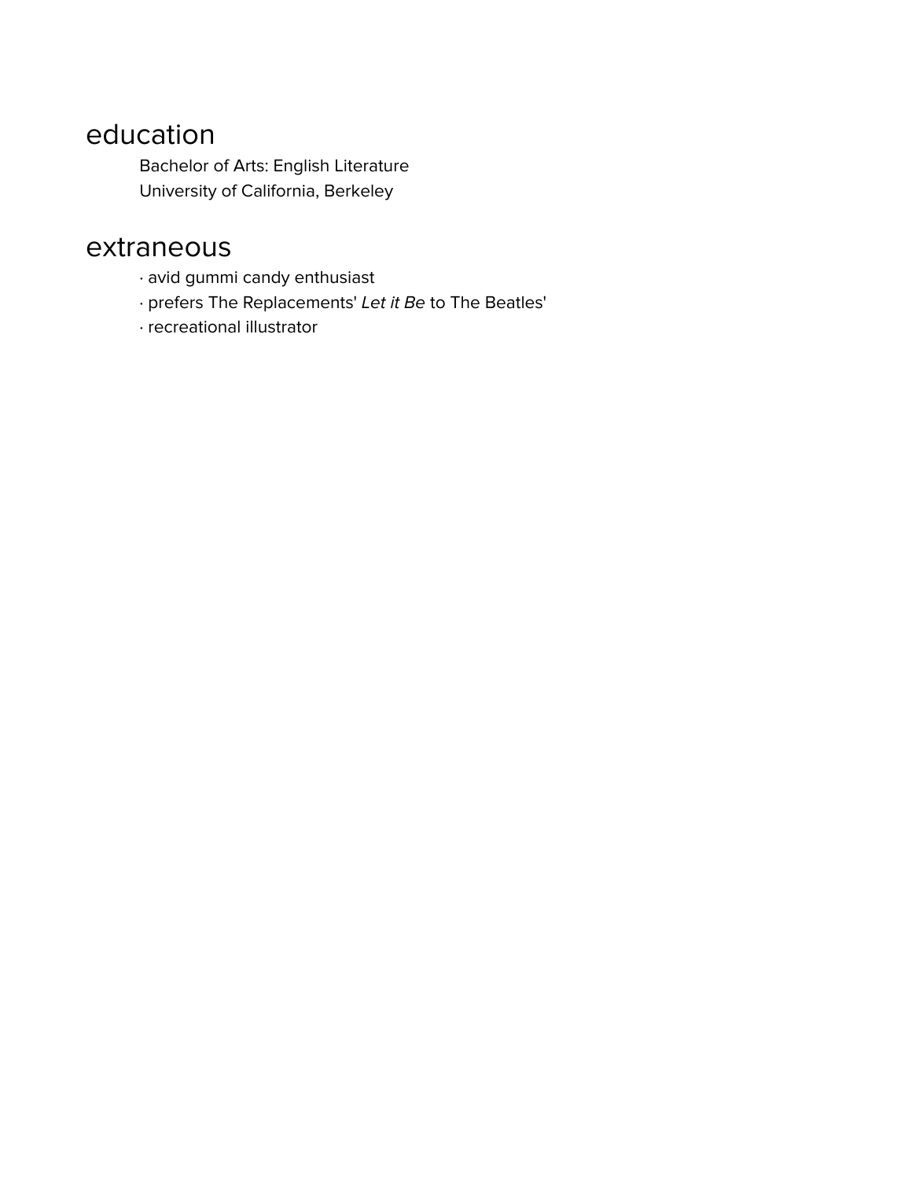## education

Bachelor of Arts: English Literature
University of California, Berkeley

## extraneous

· avid gummi candy enthusiast
· prefers The Replacements' *Let it Be* to The Beatles'
· recreational illustrator